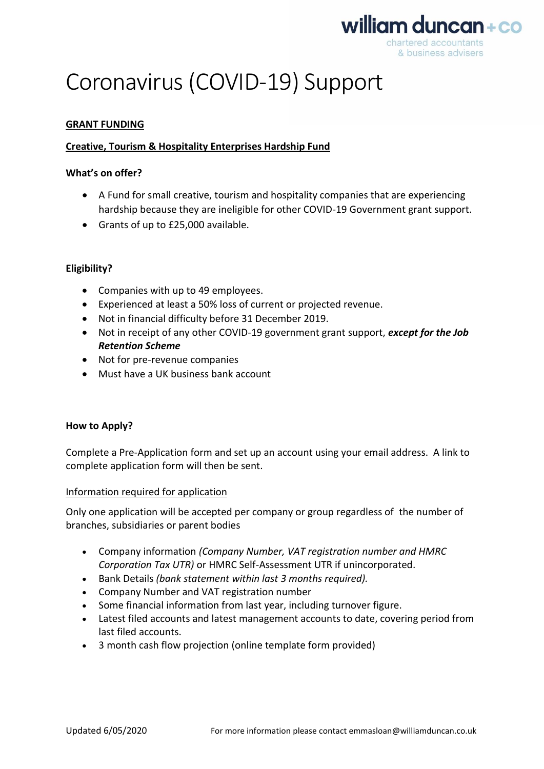# Coronavirus (COVID-19) Support

## GRANT FUNDING

### Creative, Tourism & Hospitality Enterprises Hardship Fund

**What's on offer?**

- A Fund for small creative, tourism and hospitality companies that are experiencing hardship because they are ineligible for other COVID-19 Government grant support.
- Grants of up to £25,000 available.

**Eligibility?**

- Companies with up to 49 employees.
- Experienced at least a 50% loss of current or projected revenue.
- Not in financial difficulty before 31 December 2019.
- Not in receipt of any other COVID-19 government grant support, ***except for the Job Retention Scheme***
- Not for pre-revenue companies
- Must have a UK business bank account

**How to Apply?**

Complete a Pre-Application form and set up an account using your email address. A link to complete application form will then be sent.

Information required for application

Only one application will be accepted per company or group regardless of the number of branches, subsidiaries or parent bodies

- Company information *(Company Number, VAT registration number and HMRC Corporation Tax UTR)* or HMRC Self-Assessment UTR if unincorporated.
- Bank Details *(bank statement within last 3 months required).*
- Company Number and VAT registration number
- Some financial information from last year, including turnover figure.
- Latest filed accounts and latest management accounts to date, covering period from last filed accounts.
- 3 month cash flow projection (online template form provided)

Updated 6/05/2020 For more information please contact emmasloan@williamduncan.co.uk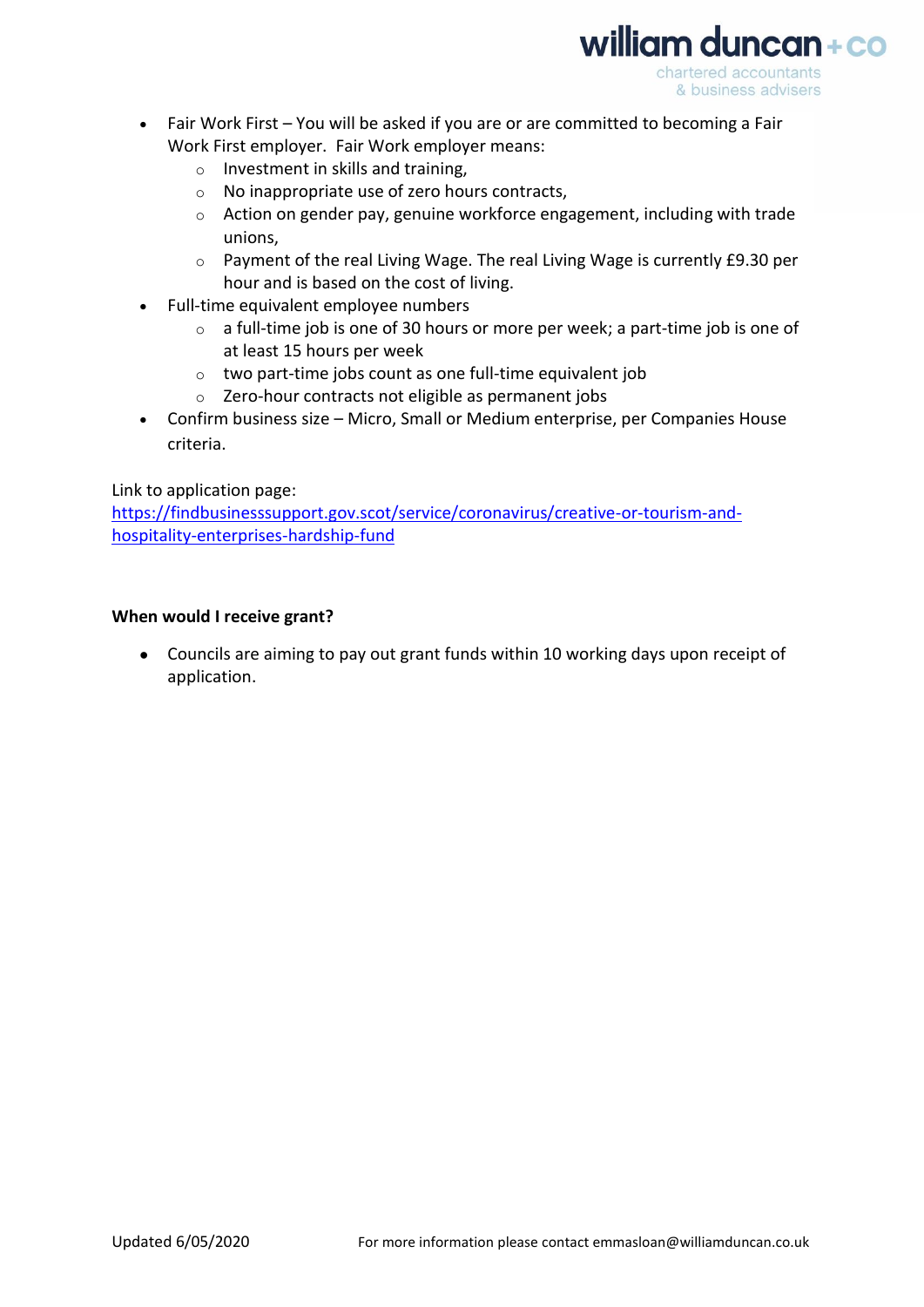- Fair Work First – You will be asked if you are or are committed to becoming a Fair Work First employer. Fair Work employer means:
    - Investment in skills and training,
    - No inappropriate use of zero hours contracts,
    - Action on gender pay, genuine workforce engagement, including with trade unions,
    - Payment of the real Living Wage. The real Living Wage is currently £9.30 per hour and is based on the cost of living.
- Full-time equivalent employee numbers
    - a full-time job is one of 30 hours or more per week; a part-time job is one of at least 15 hours per week
    - two part-time jobs count as one full-time equivalent job
    - Zero-hour contracts not eligible as permanent jobs
- Confirm business size – Micro, Small or Medium enterprise, per Companies House criteria.

Link to application page:
[https://findbusinesssupport.gov.scot/service/coronavirus/creative-or-tourism-and-hospitality-enterprises-hardship-fund](https://findbusinesssupport.gov.scot/service/coronavirus/creative-or-tourism-and-hospitality-enterprises-hardship-fund)

**When would I receive grant?**

- Councils are aiming to pay out grant funds within 10 working days upon receipt of application.

Updated 6/05/2020

For more information please contact emmasloan@williamduncan.co.uk